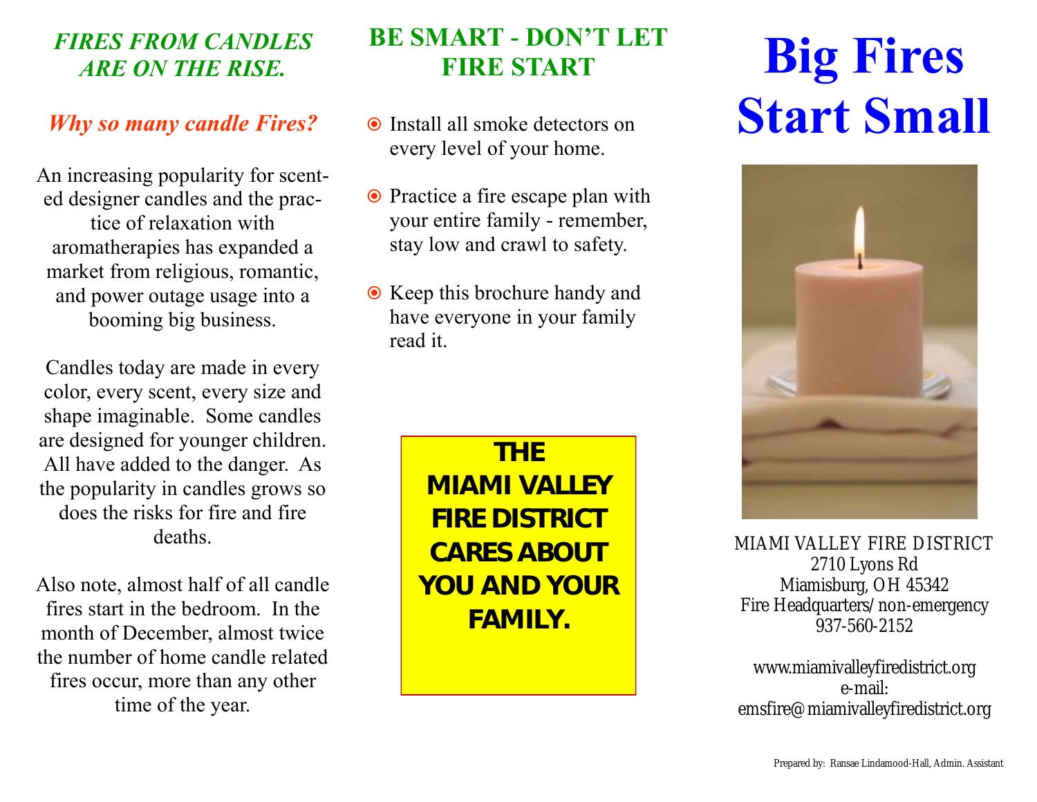## *FIRES FROM CANDLES ARE ON THE RISE.*

### *Why so many candle Fires?*

An increasing popularity for scented designer candles and the practice of relaxation with aromatherapies has expanded a market from religious, romantic, and power outage usage into a booming big business.

Candles today are made in every color, every scent, every size and shape imaginable. Some candles are designed for younger children. All have added to the danger. As the popularity in candles grows so does the risks for fire and fire deaths.

Also note, almost half of all candle fires start in the bedroom. In the month of December, almost twice the number of home candle related fires occur, more than any other time of the year.

## BE SMART - DON'T LET FIRE START

- Install all smoke detectors on every level of your home.
- Practice a fire escape plan with your entire family - remember, stay low and crawl to safety.
- Keep this brochure handy and have everyone in your family read it.

**THE MIAMI VALLEY FIRE DISTRICT CARES ABOUT YOU AND YOUR FAMILY.**

# Big Fires Start Small

MIAMI VALLEY FIRE DISTRICT
2710 Lyons Rd
Miamisburg, OH 45342
Fire Headquarters/non-emergency
937-560-2152

www.miamivalleyfiredistrict.org
e-mail:
emsfire@miamivalleyfiredistrict.org

Prepared by: Ransae Lindamood-Hall, Admin. Assistant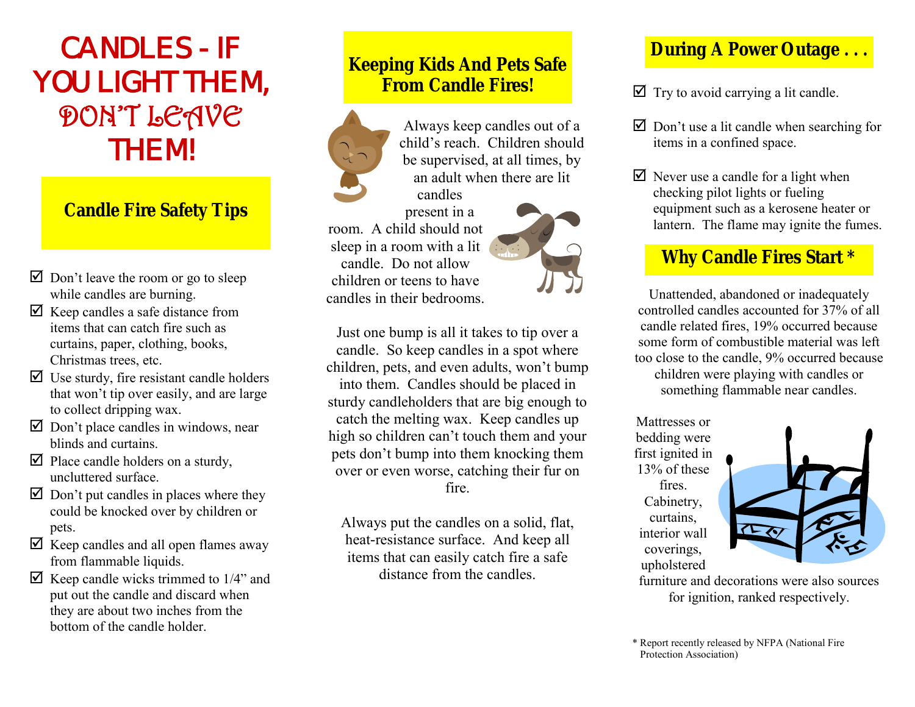# CANDLES - IF YOU LIGHT THEM, DON'T LEAVE THEM!

## Candle Fire Safety Tips

- ☑ Don't leave the room or go to sleep while candles are burning.
- ☑ Keep candles a safe distance from items that can catch fire such as curtains, paper, clothing, books, Christmas trees, etc.
- ☑ Use sturdy, fire resistant candle holders that won't tip over easily, and are large to collect dripping wax.
- ☑ Don't place candles in windows, near blinds and curtains.
- ☑ Place candle holders on a sturdy, uncluttered surface.
- ☑ Don't put candles in places where they could be knocked over by children or pets.
- ☑ Keep candles and all open flames away from flammable liquids.
- ☑ Keep candle wicks trimmed to 1/4" and put out the candle and discard when they are about two inches from the bottom of the candle holder.

## Keeping Kids And Pets Safe From Candle Fires!

Always keep candles out of a child's reach. Children should be supervised, at all times, by an adult when there are lit candles present in a room. A child should not sleep in a room with a lit candle. Do not allow children or teens to have candles in their bedrooms.

Just one bump is all it takes to tip over a candle. So keep candles in a spot where children, pets, and even adults, won't bump into them. Candles should be placed in sturdy candleholders that are big enough to catch the melting wax. Keep candles up high so children can't touch them and your pets don't bump into them knocking them over or even worse, catching their fur on fire.

Always put the candles on a solid, flat, heat-resistance surface. And keep all items that can easily catch fire a safe distance from the candles.

## During A Power Outage . . .

- ☑ Try to avoid carrying a lit candle.
- ☑ Don't use a lit candle when searching for items in a confined space.
- ☑ Never use a candle for a light when checking pilot lights or fueling equipment such as a kerosene heater or lantern. The flame may ignite the fumes.

## Why Candle Fires Start *

Unattended, abandoned or inadequately controlled candles accounted for 37% of all candle related fires, 19% occurred because some form of combustible material was left too close to the candle, 9% occurred because children were playing with candles or something flammable near candles.

Mattresses or bedding were first ignited in 13% of these fires. Cabinetry, curtains, interior wall coverings, upholstered furniture and decorations were also sources for ignition, ranked respectively.

* Report recently released by NFPA (National Fire Protection Association)